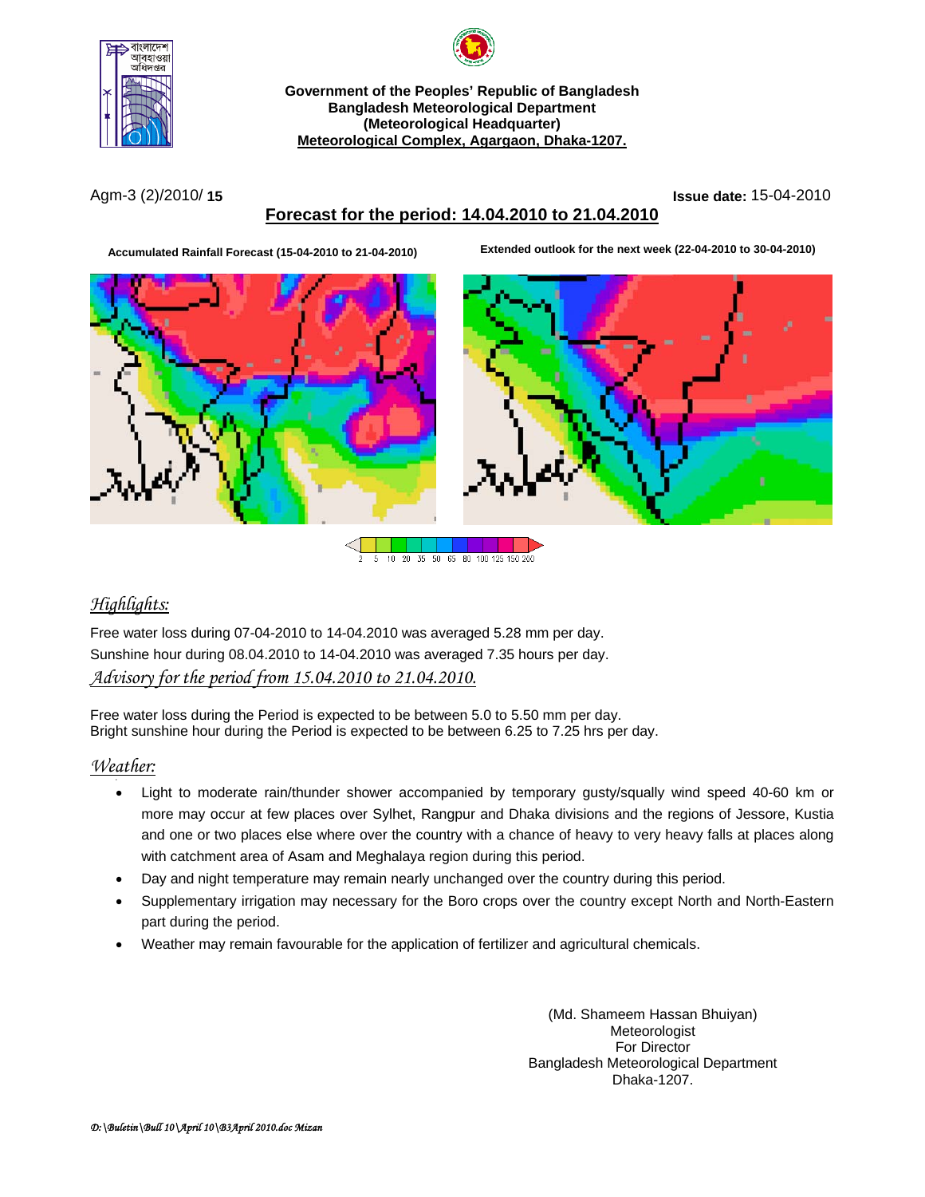**Government of the Peoples' Republic of Bangladesh**
**Bangladesh Meteorological Department**
**(Meteorological Headquarter)**
**Meteorological Complex, Agargaon, Dhaka-1207.**

Agm-3 (2)/2010/ **15** **Issue date:** 15-04-2010

## Forecast for the period: 14.04.2010 to 21.04.2010

**Accumulated Rainfall Forecast (15-04-2010 to 21-04-2010)**

**Extended outlook for the next week (22-04-2010 to 30-04-2010)**

2 5 10 20 35 50 65 80 100 125 150 200

## *Highlights:*

Free water loss during 07-04-2010 to 14-04.2010 was averaged 5.28 mm per day.
Sunshine hour during 08.04.2010 to 14-04.2010 was averaged 7.35 hours per day.

## *Advisory for the period from 15.04.2010 to 21.04.2010.*

Free water loss during the Period is expected to be between 5.0 to 5.50 mm per day.
Bright sunshine hour during the Period is expected to be between 6.25 to 7.25 hrs per day.

## *Weather:*

- Light to moderate rain/thunder shower accompanied by temporary gusty/squally wind speed 40-60 km or more may occur at few places over Sylhet, Rangpur and Dhaka divisions and the regions of Jessore, Kustia and one or two places else where over the country with a chance of heavy to very heavy falls at places along with catchment area of Asam and Meghalaya region during this period.
- Day and night temperature may remain nearly unchanged over the country during this period.
- Supplementary irrigation may necessary for the Boro crops over the country except North and North-Eastern part during the period.
- Weather may remain favourable for the application of fertilizer and agricultural chemicals.

(Md. Shameem Hassan Bhuiyan)
Meteorologist
For Director
Bangladesh Meteorological Department
Dhaka-1207.

*D:\Buletin\Bull 10\April 10\B3April 2010.doc Mizan*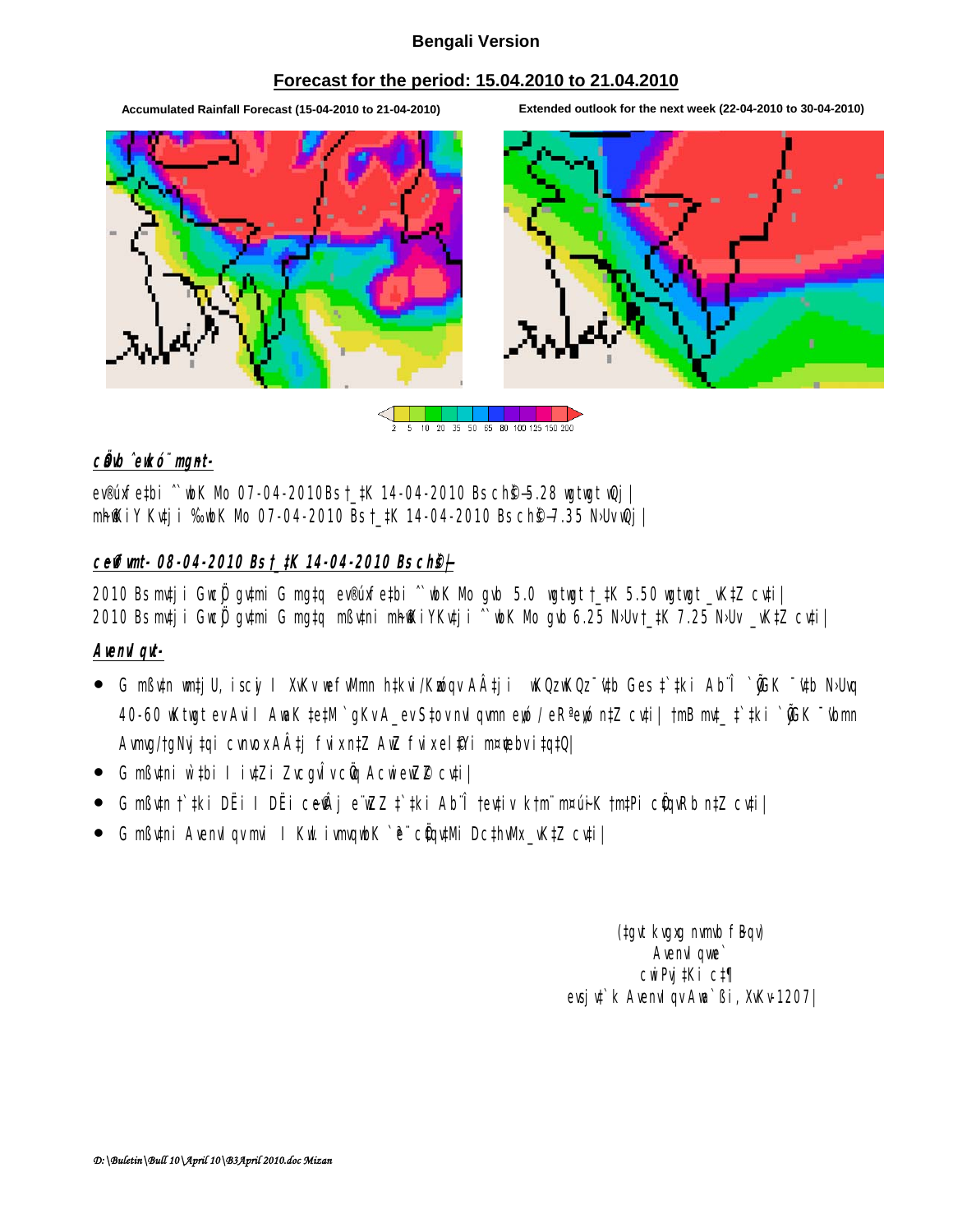**Bengali Version**

## Forecast for the period: 15.04.2010 to 21.04.2010

**Accumulated Rainfall Forecast (15-04-2010 to 21-04-2010)**

**Extended outlook for the next week (22-04-2010 to 30-04-2010)**

2 5 10 20 35 50 65 80 100 125 150 200

### cÖavb ˆewkó¨ mgnt-

ev®úxfe‡bi ˆ`wbK Mo 07-04-2010 Bs †_‡K 14-04-2010 Bs ch©š—5.28 wgtwgt wQj|
m~h©wKiY Kv‡ji ‰`wbK Mo 07-04-2010 Bs †_‡K 14-04-2010 Bs ch©š—7.35 N›Uv wQj|

### ceŸ©vfvmt- 08-04-2010 Bs †_‡K 14-04-2010 Bs ch©š—

2010 Bs mv‡ji GwcÖj gv‡mi G mg‡q ev®úxfe‡bi ˆ`wbK Mo gvb 5.0 wgtwgt †_‡K 5.50 wgtwgt _vK‡Z cv‡i|
2010 Bs mv‡ji GwcÖj gv‡mi G mg‡q mßv‡ni m~h©wKiYKv‡ji ˆ`wbK Mo gvb 6.25 N›Uv †_‡K 7.25 N›Uv _vK‡Z cv‡i|

### Avenvl qvt-

- G mßv‡n wm‡jU, iscyi I XvKv wefv‡Mi h‡kvi/Kzwóqv AÂ‡ji wKQzwKQz ¯'v‡b Ges ‡`‡ki Ab¨Î `yÕGK ¯'v‡b N›Uvq 40-60 wKtwgt evAvi I AwaK †e‡M `gKv A_ev S‡ovnvl qvmn ew¨ó / eR«ew¨ó n‡Z cv‡i| †mB mv‡_ ‡`‡ki `yÕGK ¯'v‡bmn Avmg/†gNvj‡qi cvnvox AÂ‡j fvix n‡Z AwZ fvix el©Y{i m¤¢vebv i‡q‡Q|
- G mßv‡ni w`‡bi I iv‡Zi ZvcgvÎv cÖvq AcwieZ©Z cv‡i|
- G mßv‡n †`‡ki DËi I DËi ce©vÂj e¨wZZ ‡`‡ki Ab¨Î †ev‡iv k‡m¨ m¤úi~K †m‡Pi cÖ‡qvRb n‡Z cv‡i|
- G mßv‡ni Avenvl qv mvi I Kwl. ivmvqwbK `ª¨ cÖ‡qv‡Mi Dc‡hvMx _vK‡Z cv‡i|

(‡gvt kvgxg nvmvb f~Bqv)
Avenvl qwe`
cwiPvj‡Ki c‡¶
evsjv‡`k Avenvl qv Awa`ßi, XvKv-1207|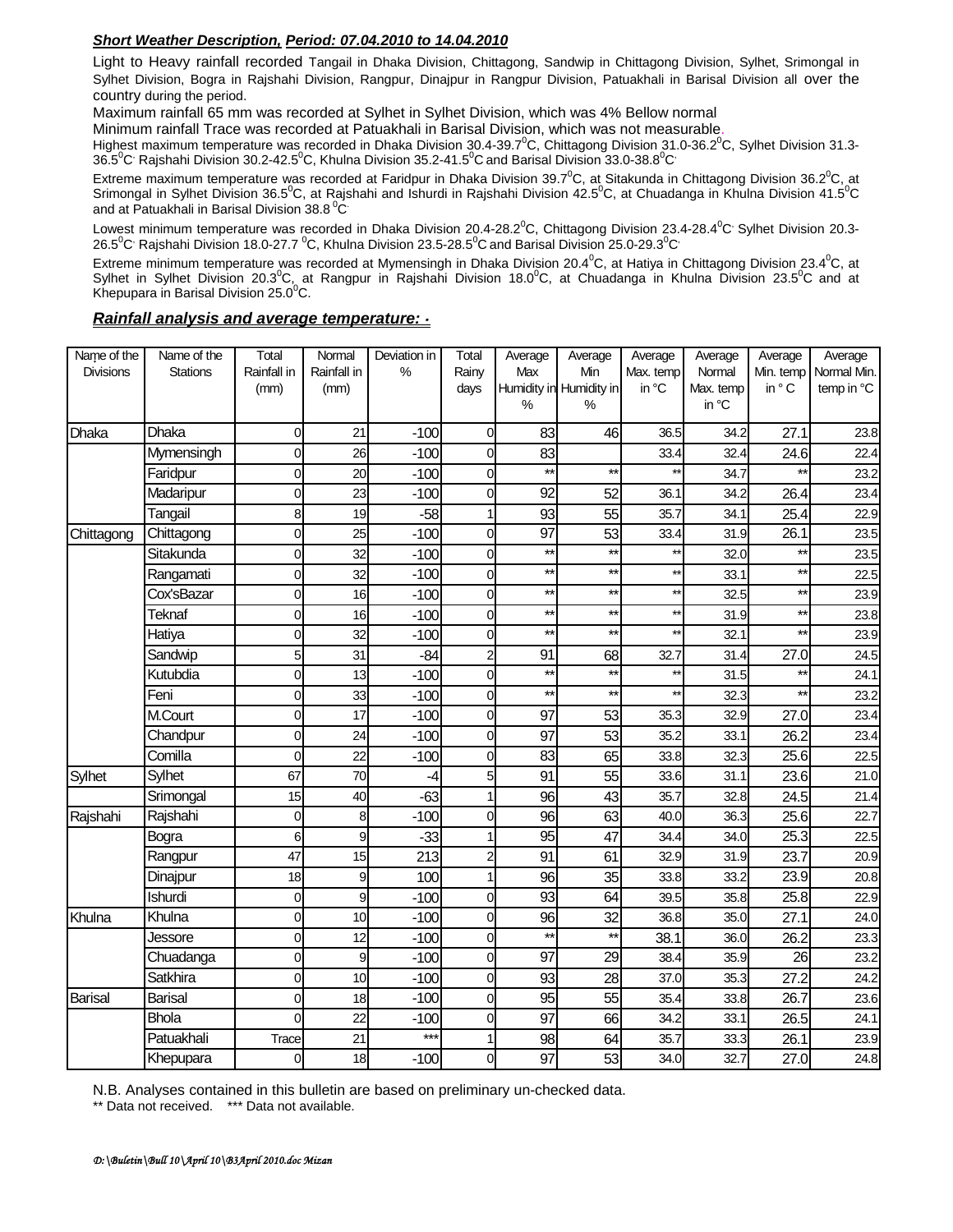***Short Weather Description, Period: 07.04.2010 to 14.04.2010***

Light to Heavy rainfall recorded Tangail in Dhaka Division, Chittagong, Sandwip in Chittagong Division, Sylhet, Srimongal in Sylhet Division, Bogra in Rajshahi Division, Rangpur, Dinajpur in Rangpur Division, Patuakhali in Barisal Division all over the country during the period.

Maximum rainfall 65 mm was recorded at Sylhet in Sylhet Division, which was 4% Bellow normal

Minimum rainfall Trace was recorded at Patuakhali in Barisal Division, which was not measurable.

Highest maximum temperature was recorded in Dhaka Division 30.4-39.7$^0$C, Chittagong Division 31.0-36.2$^0$C, Sylhet Division 31.3-36.5$^0$C, Rajshahi Division 30.2-42.5$^0$C, Khulna Division 35.2-41.5$^0$C and Barisal Division 33.0-38.8$^0$C.

Extreme maximum temperature was recorded at Faridpur in Dhaka Division 39.7$^0$C, at Sitakunda in Chittagong Division 36.2$^0$C, at Srimongal in Sylhet Division 36.5$^0$C, at Rajshahi and Ishurdi in Rajshahi Division 42.5$^0$C, at Chuadanga in Khulna Division 41.5$^0$C and at Patuakhali in Barisal Division 38.8 $^0$C.

Lowest minimum temperature was recorded in Dhaka Division 20.4-28.2$^0$C, Chittagong Division 23.4-28.4$^0$C, Sylhet Division 20.3-26.5$^0$C, Rajshahi Division 18.0-27.7 $^0$C, Khulna Division 23.5-28.5$^0$C and Barisal Division 25.0-29.3$^0$C.

Extreme minimum temperature was recorded at Mymensingh in Dhaka Division 20.4$^0$C, at Hatiya in Chittagong Division 23.4$^0$C, at Sylhet in Sylhet Division 20.3$^0$C, at Rangpur in Rajshahi Division 18.0$^0$C, at Chuadanga in Khulna Division 23.5$^0$C and at Khepupara in Barisal Division 25.0$^0$C.

***Rainfall analysis and average temperature: -***

| Name of the Divisions | Name of the Stations | Total Rainfall in (mm) | Normal Rainfall in (mm) | Deviation in % | Total Rainy days | Average Max Humidity in % | Average Min Humidity in % | Average Max. temp in °C | Average Normal Max. temp in °C | Average Min. temp in ° C | Average Normal Min. temp in °C |
|---|---|---|---|---|---|---|---|---|---|---|---|
| Dhaka | Dhaka | 0 | 21 | -100 | 0 | 83 | 46 | 36.5 | 34.2 | 27.1 | 23.8 |
| | Mymensingh | 0 | 26 | -100 | 0 | 83 | | 33.4 | 32.4 | 24.6 | 22.4 |
| | Faridpur | 0 | 20 | -100 | 0 | ** | ** | ** | 34.7 | ** | 23.2 |
| | Madaripur | 0 | 23 | -100 | 0 | 92 | 52 | 36.1 | 34.2 | 26.4 | 23.4 |
| | Tangail | 8 | 19 | -58 | 1 | 93 | 55 | 35.7 | 34.1 | 25.4 | 22.9 |
| Chittagong | Chittagong | 0 | 25 | -100 | 0 | 97 | 53 | 33.4 | 31.9 | 26.1 | 23.5 |
| | Sitakunda | 0 | 32 | -100 | 0 | ** | ** | ** | 32.0 | ** | 23.5 |
| | Rangamati | 0 | 32 | -100 | 0 | ** | ** | ** | 33.1 | ** | 22.5 |
| | Cox'sBazar | 0 | 16 | -100 | 0 | ** | ** | ** | 32.5 | ** | 23.9 |
| | Teknaf | 0 | 16 | -100 | 0 | ** | ** | ** | 31.9 | ** | 23.8 |
| | Hatiya | 0 | 32 | -100 | 0 | ** | ** | ** | 32.1 | ** | 23.9 |
| | Sandwip | 5 | 31 | -84 | 2 | 91 | 68 | 32.7 | 31.4 | 27.0 | 24.5 |
| | Kutubdia | 0 | 13 | -100 | 0 | ** | ** | ** | 31.5 | ** | 24.1 |
| | Feni | 0 | 33 | -100 | 0 | ** | ** | ** | 32.3 | ** | 23.2 |
| | M.Court | 0 | 17 | -100 | 0 | 97 | 53 | 35.3 | 32.9 | 27.0 | 23.4 |
| | Chandpur | 0 | 24 | -100 | 0 | 97 | 53 | 35.2 | 33.1 | 26.2 | 23.4 |
| | Comilla | 0 | 22 | -100 | 0 | 83 | 65 | 33.8 | 32.3 | 25.6 | 22.5 |
| Sylhet | Sylhet | 67 | 70 | -4 | 5 | 91 | 55 | 33.6 | 31.1 | 23.6 | 21.0 |
| | Srimongal | 15 | 40 | -63 | 1 | 96 | 43 | 35.7 | 32.8 | 24.5 | 21.4 |
| Rajshahi | Rajshahi | 0 | 8 | -100 | 0 | 96 | 63 | 40.0 | 36.3 | 25.6 | 22.7 |
| | Bogra | 6 | 9 | -33 | 1 | 95 | 47 | 34.4 | 34.0 | 25.3 | 22.5 |
| | Rangpur | 47 | 15 | 213 | 2 | 91 | 61 | 32.9 | 31.9 | 23.7 | 20.9 |
| | Dinajpur | 18 | 9 | 100 | 1 | 96 | 35 | 33.8 | 33.2 | 23.9 | 20.8 |
| | Ishurdi | 0 | 9 | -100 | 0 | 93 | 64 | 39.5 | 35.8 | 25.8 | 22.9 |
| Khulna | Khulna | 0 | 10 | -100 | 0 | 96 | 32 | 36.8 | 35.0 | 27.1 | 24.0 |
| | Jessore | 0 | 12 | -100 | 0 | ** | ** | 38.1 | 36.0 | 26.2 | 23.3 |
| | Chuadanga | 0 | 9 | -100 | 0 | 97 | 29 | 38.4 | 35.9 | 26 | 23.2 |
| | Satkhira | 0 | 10 | -100 | 0 | 93 | 28 | 37.0 | 35.3 | 27.2 | 24.2 |
| Barisal | Barisal | 0 | 18 | -100 | 0 | 95 | 55 | 35.4 | 33.8 | 26.7 | 23.6 |
| | Bhola | 0 | 22 | -100 | 0 | 97 | 66 | 34.2 | 33.1 | 26.5 | 24.1 |
| | Patuakhali | Trace | 21 | *** | 1 | 98 | 64 | 35.7 | 33.3 | 26.1 | 23.9 |
| | Khepupara | 0 | 18 | -100 | 0 | 97 | 53 | 34.0 | 32.7 | 27.0 | 24.8 |

N.B. Analyses contained in this bulletin are based on preliminary un-checked data.

** Data not received. *** Data not available.

*D:\Buletin\Bull 10\April 10\B3April 2010.doc Mizan*